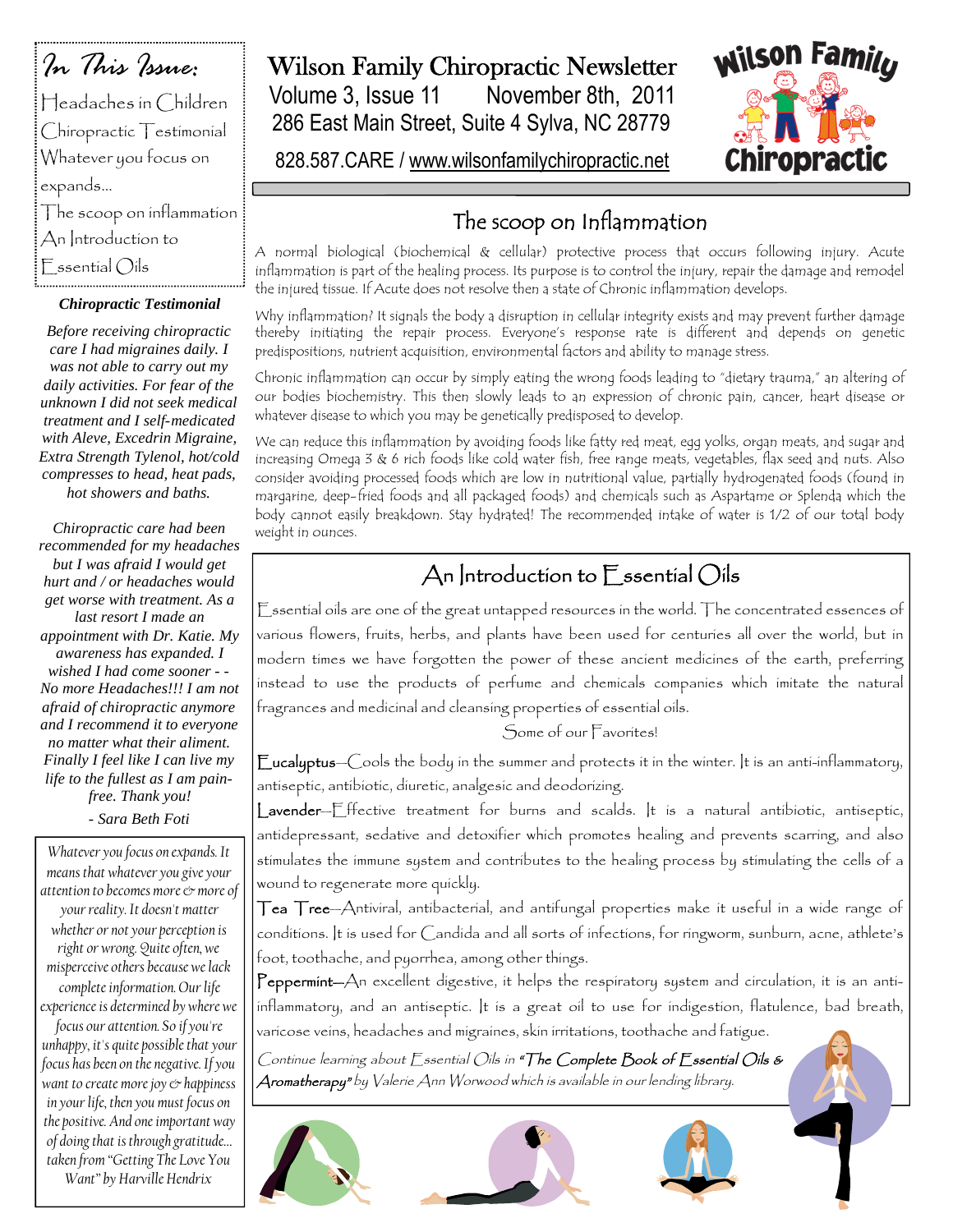# Wilson Family Chiropractic Newsletter

Volume 3, Issue 11 November 8th, 2011

286 East Main Street, Suite 4 Sylva, NC 28779

828.587.CARE / www.wilsonfamilychiropractic.net

**In This Issue:**

- Headaches in Children
- Chiropractic Testimonial
- Whatever you focus on expands...
- The scoop on inflammation
- An Introduction to Essential Oils

## The scoop on Inflammation

A normal biological (biochemical & cellular) protective process that occurs following injury. Acute inflammation is part of the healing process. Its purpose is to control the injury, repair the damage and remodel the injured tissue. If Acute does not resolve then a state of Chronic inflammation develops.

Why inflammation? It signals the body a disruption in cellular integrity exists and may prevent further damage thereby initiating the repair process. Everyone's response rate is different and depends on genetic predispositions, nutrient acquisition, environmental factors and ability to manage stress.

Chronic inflammation can occur by simply eating the wrong foods leading to "dietary trauma," an altering of our bodies biochemistry. This then slowly leads to an expression of chronic pain, cancer, heart disease or whatever disease to which you may be genetically predisposed to develop.

We can reduce this inflammation by avoiding foods like fatty red meat, egg yolks, organ meats, and sugar and increasing Omega 3 & 6 rich foods like cold water fish, free range meats, vegetables, flax seed and nuts. Also consider avoiding processed foods which are low in nutritional value, partially hydrogenated foods (found in margarine, deep-fried foods and all packaged foods) and chemicals such as Aspartame or Splenda which the body cannot easily breakdown. Stay hydrated! The recommended intake of water is 1/2 of our total body weight in ounces.

### Chiropractic Testimonial

*Before receiving chiropractic care I had migraines daily. I was not able to carry out my daily activities. For fear of the unknown I did not seek medical treatment and I self-medicated with Aleve, Excedrin Migraine, Extra Strength Tylenol, hot/cold compresses to head, heat pads, hot showers and baths.*

*Chiropractic care had been recommended for my headaches but I was afraid I would get hurt and / or headaches would get worse with treatment. As a last resort I made an appointment with Dr. Katie. My awareness has expanded. I wished I had come sooner - - No more Headaches!!! I am not afraid of chiropractic anymore and I recommend it to everyone no matter what their aliment. Finally I feel like I can live my life to the fullest as I am pain-free. Thank you!*

*- Sara Beth Foti*

*Whatever you focus on expands. It means that whatever you give your attention to becomes more & more of your reality. It doesn't matter whether or not your perception is right or wrong. Quite often, we misperceive others because we lack complete information. Our life experience is determined by where we focus our attention. So if you're unhappy, it's quite possible that your focus has been on the negative. If you want to create more joy & happiness in your life, then you must focus on the positive. And one important way of doing that is through gratitude... taken from "Getting The Love You Want" by Harville Hendrix*

## An Introduction to Essential Oils

Essential oils are one of the great untapped resources in the world. The concentrated essences of various flowers, fruits, herbs, and plants have been used for centuries all over the world, but in modern times we have forgotten the power of these ancient medicines of the earth, preferring instead to use the products of perfume and chemicals companies which imitate the natural fragrances and medicinal and cleansing properties of essential oils.

Some of our Favorites!

**Eucalyptus**—Cools the body in the summer and protects it in the winter. It is an anti-inflammatory, antiseptic, antibiotic, diuretic, analgesic and deodorizing.

**Lavender**—Effective treatment for burns and scalds. It is a natural antibiotic, antiseptic, antidepressant, sedative and detoxifier which promotes healing and prevents scarring, and also stimulates the immune system and contributes to the healing process by stimulating the cells of a wound to regenerate more quickly.

**Tea Tree**—Antiviral, antibacterial, and antifungal properties make it useful in a wide range of conditions. It is used for Candida and all sorts of infections, for ringworm, sunburn, acne, athlete's foot, toothache, and pyorrhea, among other things.

**Peppermint**—An excellent digestive, it helps the respiratory system and circulation, it is an anti-inflammatory, and an antiseptic. It is a great oil to use for indigestion, flatulence, bad breath, varicose veins, headaches and migraines, skin irritations, toothache and fatigue.

*Continue learning about Essential Oils in* ***"The Complete Book of Essential Oils & Aromatherapy"*** *by Valerie Ann Worwood which is available in our lending library.*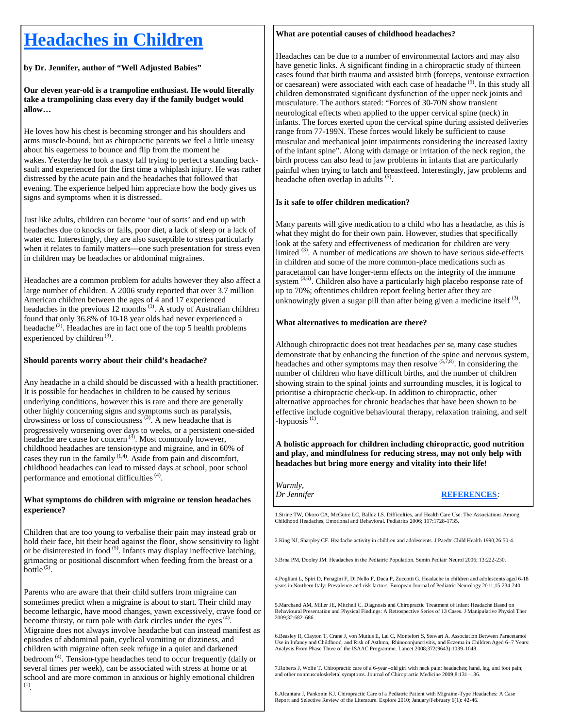# Headaches in Children

**by Dr. Jennifer, author of "Well Adjusted Babies"**

**Our eleven year-old is a trampoline enthusiast. He would literally take a trampolining class every day if the family budget would allow…**

He loves how his chest is becoming stronger and his shoulders and arms muscle-bound, but as chiropractic parents we feel a little uneasy about his eagerness to bounce and flip from the moment he wakes. Yesterday he took a nasty fall trying to perfect a standing back-sault and experienced for the first time a whiplash injury. He was rather distressed by the acute pain and the headaches that followed that evening. The experience helped him appreciate how the body gives us signs and symptoms when it is distressed.

Just like adults, children can become 'out of sorts' and end up with headaches due to knocks or falls, poor diet, a lack of sleep or a lack of water etc. Interestingly, they are also susceptible to stress particularly when it relates to family matters—one such presentation for stress even in children may be headaches or abdominal migraines.

Headaches are a common problem for adults however they also affect a large number of children. A 2006 study reported that over 3.7 million American children between the ages of 4 and 17 experienced headaches in the previous 12 months [1]. A study of Australian children found that only 36.8% of 10-18 year olds had never experienced a headache [2]. Headaches are in fact one of the top 5 health problems experienced by children [3].

**Should parents worry about their child's headache?**

Any headache in a child should be discussed with a health practitioner. It is possible for headaches in children to be caused by serious underlying conditions, however this is rare and there are generally other highly concerning signs and symptoms such as paralysis, drowsiness or loss of consciousness [3]. A new headache that is progressively worsening over days to weeks, or a persistent one-sided headache are cause for concern [3]. Most commonly however, childhood headaches are tension-type and migraine, and in 60% of cases they run in the family [1,4]. Aside from pain and discomfort, childhood headaches can lead to missed days at school, poor school performance and emotional difficulties [4].

**What symptoms do children with migraine or tension headaches experience?**

Children that are too young to verbalise their pain may instead grab or hold their face, hit their head against the floor, show sensitivity to light or be disinterested in food [5]. Infants may display ineffective latching, grimacing or positional discomfort when feeding from the breast or a bottle [5].

Parents who are aware that their child suffers from migraine can sometimes predict when a migraine is about to start. Their child may become lethargic, have mood changes, yawn excessively, crave food or become thirsty, or turn pale with dark circles under the eyes [4]. Migraine does not always involve headache but can instead manifest as episodes of abdominal pain, cyclical vomiting or dizziness, and children with migraine often seek refuge in a quiet and darkened bedroom [4]. Tension-type headaches tend to occur frequently (daily or several times per week), can be associated with stress at home or at school and are more common in anxious or highly emotional children [1].

**What are potential causes of childhood headaches?**

Headaches can be due to a number of environmental factors and may also have genetic links. A significant finding in a chiropractic study of thirteen cases found that birth trauma and assisted birth (forceps, ventouse extraction or caesarean) were associated with each case of headache [5]. In this study all children demonstrated significant dysfunction of the upper neck joints and musculature. The authors stated: "Forces of 30-70N show transient neurological effects when applied to the upper cervical spine (neck) in infants. The forces exerted upon the cervical spine during assisted deliveries range from 77-199N. These forces would likely be sufficient to cause muscular and mechanical joint impairments considering the increased laxity of the infant spine". Along with damage or irritation of the neck region, the birth process can also lead to jaw problems in infants that are particularly painful when trying to latch and breastfeed. Interestingly, jaw problems and headache often overlap in adults [5].

**Is it safe to offer children medication?**

Many parents will give medication to a child who has a headache, as this is what they might do for their own pain. However, studies that specifically look at the safety and effectiveness of medication for children are very limited [3]. A number of medications are shown to have serious side-effects in children and some of the more common-place medications such as paracetamol can have longer-term effects on the integrity of the immune system [3,6]. Children also have a particularly high placebo response rate of up to 70%; oftentimes children report feeling better after they are unknowingly given a sugar pill than after being given a medicine itself [3].

**What alternatives to medication are there?**

Although chiropractic does not treat headaches *per se*, many case studies demonstrate that by enhancing the function of the spine and nervous system, headaches and other symptoms may then resolve [5,7,8]. In considering the number of children who have difficult births, and the number of children showing strain to the spinal joints and surrounding muscles, it is logical to prioritise a chiropractic check-up. In addition to chiropractic, other alternative approaches for chronic headaches that have been shown to be effective include cognitive behavioural therapy, relaxation training, and self -hypnosis [1].

**A holistic approach for children including chiropractic, good nutrition and play, and mindfulness for reducing stress, may not only help with headaches but bring more energy and vitality into their life!**

*Warmly,*
*Dr Jennifer*

**REFERENCES**:

1.Strine TW, Okoro CA, McGuire LC, Balluz LS. Difficulties, and Health Care Use: The Associations Among Childhood Headaches, Emotional and Behavioral. Pediatrics 2006; 117:1728-1735.

2.King NJ, Sharpley CF. Headache activity in children and adolescents. J Paedtr Child Health 1990;26:50-4.

3.Brna PM, Dooley JM. Headaches in the Pediatric Population. Semin Pediatr Neurol 2006; 13:222-230.

4.Pogliani L, Spiri D, Penagini F, Di Nello F, Duca P, Zuccotti G. Headache in children and adolescents aged 6-18 years in Northern Italy: Prevalence and risk factors. European Journal of Pediatric Neurology 2011;15:234-240.

5.Marchand AM, Miller JE, Mitchell C. Diagnosis and Chiropractic Treatment of Infant Headache Based on Behavioural Presentation and Physical Findings: A Retrospective Series of 13 Cases. J Manipulative Physiol Ther 2009;32:682-686.

6.Beasley R, Clayton T, Crane J, von Mutius E, Lai C, Montefort S, Stewart A. Association Between Paracetamol Use in Infancy and Childhood, and Risk of Asthma, Rhinoconjunctivitis, and Eczema in Children Aged 6–7 Years: Analysis From Phase Three of the ISAAC Programme. Lancet 2008;372(9643):1039–1048.

7.Roberts J, Wolfe T. Chiropractic care of a 6-year–old girl with neck pain; headaches; hand, leg, and foot pain; and other nonmusculoskeletal symptoms. Journal of Chiropractic Medicine 2009;8:131–136.

8.Alcantara J, Pankonin KJ. Chiropractic Care of a Pediatric Patient with Migraine-Type Headaches: A Case Report and Selective Review of the Literature. Explore 2010; January/February 6(1): 42-46.